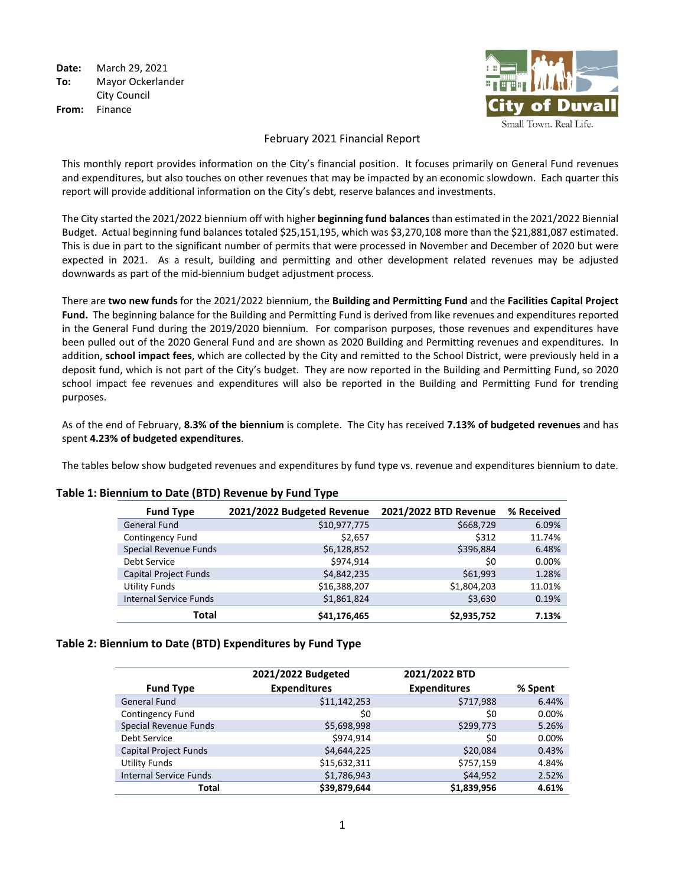**Date:** March 29, 2021
**To:** Mayor Ockerlander
City Council
**From:** Finance

City of Duvall
Small Town. Real Life.

# February 2021 Financial Report

This monthly report provides information on the City's financial position. It focuses primarily on General Fund revenues and expenditures, but also touches on other revenues that may be impacted by an economic slowdown. Each quarter this report will provide additional information on the City's debt, reserve balances and investments.

The City started the 2021/2022 biennium off with higher **beginning fund balances** than estimated in the 2021/2022 Biennial Budget. Actual beginning fund balances totaled $25,151,195, which was $3,270,108 more than the $21,881,087 estimated. This is due in part to the significant number of permits that were processed in November and December of 2020 but were expected in 2021. As a result, building and permitting and other development related revenues may be adjusted downwards as part of the mid-biennium budget adjustment process.

There are **two new funds** for the 2021/2022 biennium, the **Building and Permitting Fund** and the **Facilities Capital Project Fund.** The beginning balance for the Building and Permitting Fund is derived from like revenues and expenditures reported in the General Fund during the 2019/2020 biennium. For comparison purposes, those revenues and expenditures have been pulled out of the 2020 General Fund and are shown as 2020 Building and Permitting revenues and expenditures. In addition, **school impact fees**, which are collected by the City and remitted to the School District, were previously held in a deposit fund, which is not part of the City's budget. They are now reported in the Building and Permitting Fund, so 2020 school impact fee revenues and expenditures will also be reported in the Building and Permitting Fund for trending purposes.

As of the end of February, **8.3% of the biennium** is complete. The City has received **7.13% of budgeted revenues** and has spent **4.23% of budgeted expenditures**.

The tables below show budgeted revenues and expenditures by fund type vs. revenue and expenditures biennium to date.

### Table 1: Biennium to Date (BTD) Revenue by Fund Type

| Fund Type | 2021/2022 Budgeted Revenue | 2021/2022 BTD Revenue | % Received |
|---|---|---|---|
| General Fund | $10,977,775 | $668,729 | 6.09% |
| Contingency Fund | $2,657 | $312 | 11.74% |
| Special Revenue Funds | $6,128,852 | $396,884 | 6.48% |
| Debt Service | $974,914 | $0 | 0.00% |
| Capital Project Funds | $4,842,235 | $61,993 | 1.28% |
| Utility Funds | $16,388,207 | $1,804,203 | 11.01% |
| Internal Service Funds | $1,861,824 | $3,630 | 0.19% |
| **Total** | **$41,176,465** | **$2,935,752** | **7.13%** |

### Table 2: Biennium to Date (BTD) Expenditures by Fund Type

| Fund Type | 2021/2022 Budgeted Expenditures | 2021/2022 BTD Expenditures | % Spent |
|---|---|---|---|
| General Fund | $11,142,253 | $717,988 | 6.44% |
| Contingency Fund | $0 | $0 | 0.00% |
| Special Revenue Funds | $5,698,998 | $299,773 | 5.26% |
| Debt Service | $974,914 | $0 | 0.00% |
| Capital Project Funds | $4,644,225 | $20,084 | 0.43% |
| Utility Funds | $15,632,311 | $757,159 | 4.84% |
| Internal Service Funds | $1,786,943 | $44,952 | 2.52% |
| **Total** | **$39,879,644** | **$1,839,956** | **4.61%** |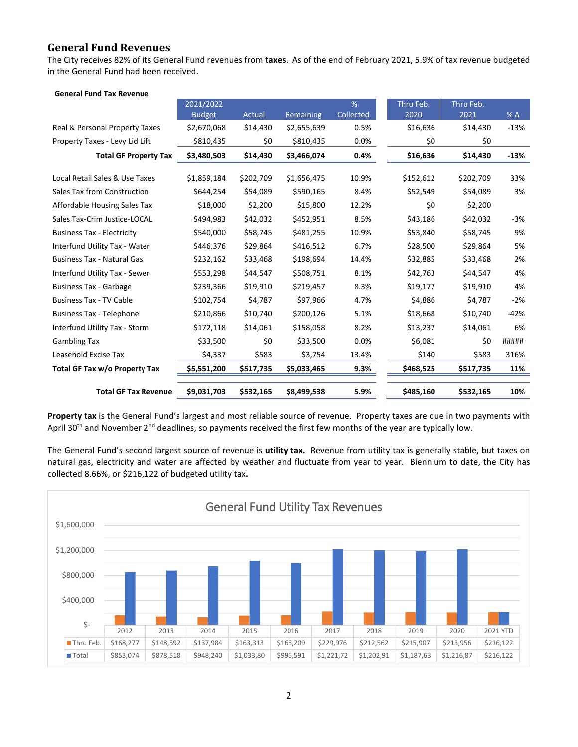## General Fund Revenues

The City receives 82% of its General Fund revenues from **taxes**. As of the end of February 2021, 5.9% of tax revenue budgeted in the General Fund had been received.

**General Fund Tax Revenue**

| | 2021/2022 Budget | Actual | Remaining | % Collected | Thru Feb. 2020 | Thru Feb. 2021 | % Δ |
|---|---|---|---|---|---|---|---|
| Real & Personal Property Taxes | $2,670,068 | $14,430 | $2,655,639 | 0.5% | $16,636 | $14,430 | -13% |
| Property Taxes - Levy Lid Lift | $810,435 | $0 | $810,435 | 0.0% | $0 | $0 | |
| **Total GF Property Tax** | **$3,480,503** | **$14,430** | **$3,466,074** | **0.4%** | **$16,636** | **$14,430** | **-13%** |
| Local Retail Sales & Use Taxes | $1,859,184 | $202,709 | $1,656,475 | 10.9% | $152,612 | $202,709 | 33% |
| Sales Tax from Construction | $644,254 | $54,089 | $590,165 | 8.4% | $52,549 | $54,089 | 3% |
| Affordable Housing Sales Tax | $18,000 | $2,200 | $15,800 | 12.2% | $0 | $2,200 | |
| Sales Tax-Crim Justice-LOCAL | $494,983 | $42,032 | $452,951 | 8.5% | $43,186 | $42,032 | -3% |
| Business Tax - Electricity | $540,000 | $58,745 | $481,255 | 10.9% | $53,840 | $58,745 | 9% |
| Interfund Utility Tax - Water | $446,376 | $29,864 | $416,512 | 6.7% | $28,500 | $29,864 | 5% |
| Business Tax - Natural Gas | $232,162 | $33,468 | $198,694 | 14.4% | $32,885 | $33,468 | 2% |
| Interfund Utility Tax - Sewer | $553,298 | $44,547 | $508,751 | 8.1% | $42,763 | $44,547 | 4% |
| Business Tax - Garbage | $239,366 | $19,910 | $219,457 | 8.3% | $19,177 | $19,910 | 4% |
| Business Tax - TV Cable | $102,754 | $4,787 | $97,966 | 4.7% | $4,886 | $4,787 | -2% |
| Business Tax - Telephone | $210,866 | $10,740 | $200,126 | 5.1% | $18,668 | $10,740 | -42% |
| Interfund Utility Tax - Storm | $172,118 | $14,061 | $158,058 | 8.2% | $13,237 | $14,061 | 6% |
| Gambling Tax | $33,500 | $0 | $33,500 | 0.0% | $6,081 | $0 | ##### |
| Leasehold Excise Tax | $4,337 | $583 | $3,754 | 13.4% | $140 | $583 | 316% |
| **Total GF Tax w/o Property Tax** | **$5,551,200** | **$517,735** | **$5,033,465** | **9.3%** | **$468,525** | **$517,735** | **11%** |
| **Total GF Tax Revenue** | **$9,031,703** | **$532,165** | **$8,499,538** | **5.9%** | **$485,160** | **$532,165** | **10%** |

**Property tax** is the General Fund's largest and most reliable source of revenue. Property taxes are due in two payments with April 30th and November 2nd deadlines, so payments received the first few months of the year are typically low.

The General Fund's second largest source of revenue is **utility tax.** Revenue from utility tax is generally stable, but taxes on natural gas, electricity and water are affected by weather and fluctuate from year to year. Biennium to date, the City has collected 8.66%, or $216,122 of budgeted utility tax**.**

**General Fund Utility Tax Revenues**

| | 2012 | 2013 | 2014 | 2015 | 2016 | 2017 | 2018 | 2019 | 2020 | 2021 YTD |
|---|---|---|---|---|---|---|---|---|---|---|
| Thru Feb. | $168,277 | $148,592 | $137,984 | $163,313 | $166,209 | $229,976 | $212,562 | $215,907 | $213,956 | $216,122 |
| Total | $853,074 | $878,518 | $948,240 | $1,033,80 | $996,591 | $1,221,72 | $1,202,91 | $1,187,63 | $1,216,87 | $216,122 |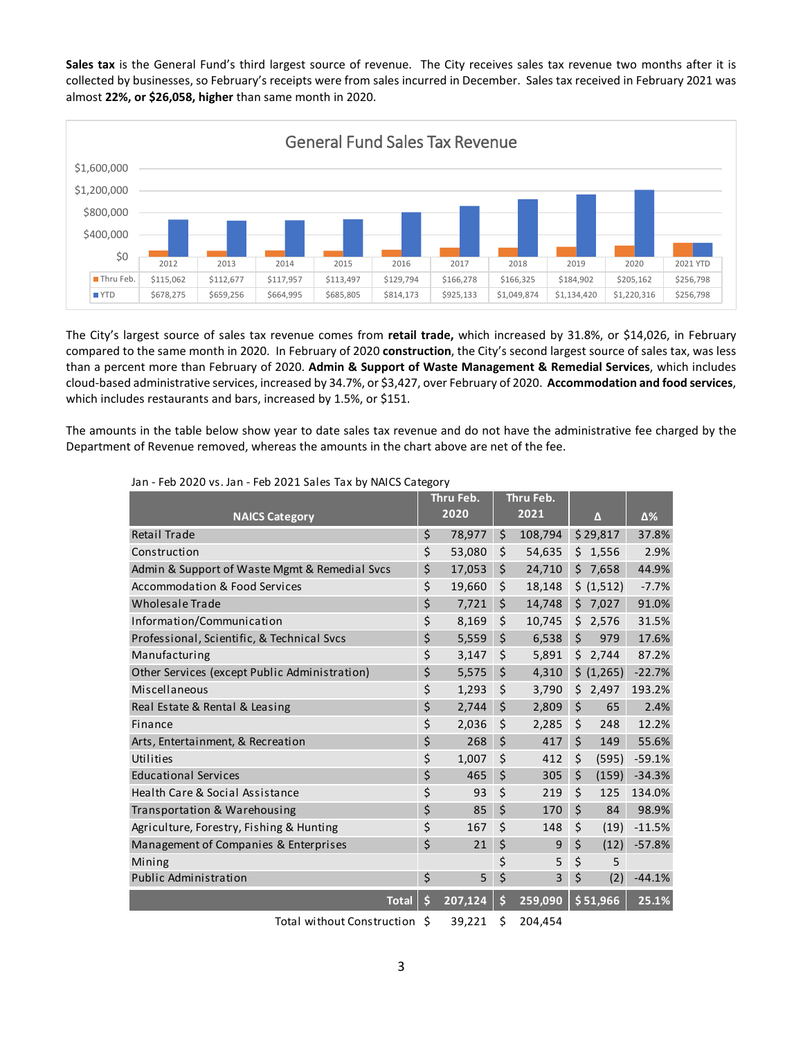**Sales tax** is the General Fund's third largest source of revenue. The City receives sales tax revenue two months after it is collected by businesses, so February's receipts were from sales incurred in December. Sales tax received in February 2021 was almost **22%, or $26,058, higher** than same month in 2020.

**General Fund Sales Tax Revenue**

| | 2012 | 2013 | 2014 | 2015 | 2016 | 2017 | 2018 | 2019 | 2020 | 2021 YTD |
|---|---|---|---|---|---|---|---|---|---|---|
| Thru Feb. | $115,062 | $112,677 | $117,957 | $113,497 | $129,794 | $166,278 | $166,325 | $184,902 | $205,162 | $256,798 |
| YTD | $678,275 | $659,256 | $664,995 | $685,805 | $814,173 | $925,133 | $1,049,874 | $1,134,420 | $1,220,316 | $256,798 |

The City's largest source of sales tax revenue comes from **retail trade,** which increased by 31.8%, or $14,026, in February compared to the same month in 2020. In February of 2020 **construction**, the City's second largest source of sales tax, was less than a percent more than February of 2020. **Admin & Support of Waste Management & Remedial Services**, which includes cloud-based administrative services, increased by 34.7%, or $3,427, over February of 2020. **Accommodation and food services**, which includes restaurants and bars, increased by 1.5%, or $151.

The amounts in the table below show year to date sales tax revenue and do not have the administrative fee charged by the Department of Revenue removed, whereas the amounts in the chart above are net of the fee.

Jan - Feb 2020 vs. Jan - Feb 2021 Sales Tax by NAICS Category

| NAICS Category | Thru Feb. 2020 | Thru Feb. 2021 | Δ | Δ% |
|---|---|---|---|---|
| Retail Trade | $ 78,977 | $ 108,794 | $ 29,817 | 37.8% |
| Construction | $ 53,080 | $ 54,635 | $ 1,556 | 2.9% |
| Admin & Support of Waste Mgmt & Remedial Svcs | $ 17,053 | $ 24,710 | $ 7,658 | 44.9% |
| Accommodation & Food Services | $ 19,660 | $ 18,148 | $ (1,512) | -7.7% |
| Wholesale Trade | $ 7,721 | $ 14,748 | $ 7,027 | 91.0% |
| Information/Communication | $ 8,169 | $ 10,745 | $ 2,576 | 31.5% |
| Professional, Scientific, & Technical Svcs | $ 5,559 | $ 6,538 | $ 979 | 17.6% |
| Manufacturing | $ 3,147 | $ 5,891 | $ 2,744 | 87.2% |
| Other Services (except Public Administration) | $ 5,575 | $ 4,310 | $ (1,265) | -22.7% |
| Miscellaneous | $ 1,293 | $ 3,790 | $ 2,497 | 193.2% |
| Real Estate & Rental & Leasing | $ 2,744 | $ 2,809 | $ 65 | 2.4% |
| Finance | $ 2,036 | $ 2,285 | $ 248 | 12.2% |
| Arts, Entertainment, & Recreation | $ 268 | $ 417 | $ 149 | 55.6% |
| Utilities | $ 1,007 | $ 412 | $ (595) | -59.1% |
| Educational Services | $ 465 | $ 305 | $ (159) | -34.3% |
| Health Care & Social Assistance | $ 93 | $ 219 | $ 125 | 134.0% |
| Transportation & Warehousing | $ 85 | $ 170 | $ 84 | 98.9% |
| Agriculture, Forestry, Fishing & Hunting | $ 167 | $ 148 | $ (19) | -11.5% |
| Management of Companies & Enterprises | $ 21 | $ 9 | $ (12) | -57.8% |
| Mining | | $ 5 | $ 5 | |
| Public Administration | $ 5 | $ 3 | $ (2) | -44.1% |
| **Total** | **$ 207,124** | **$ 259,090** | **$ 51,966** | **25.1%** |
| Total without Construction | $ 39,221 | $ 204,454 | | |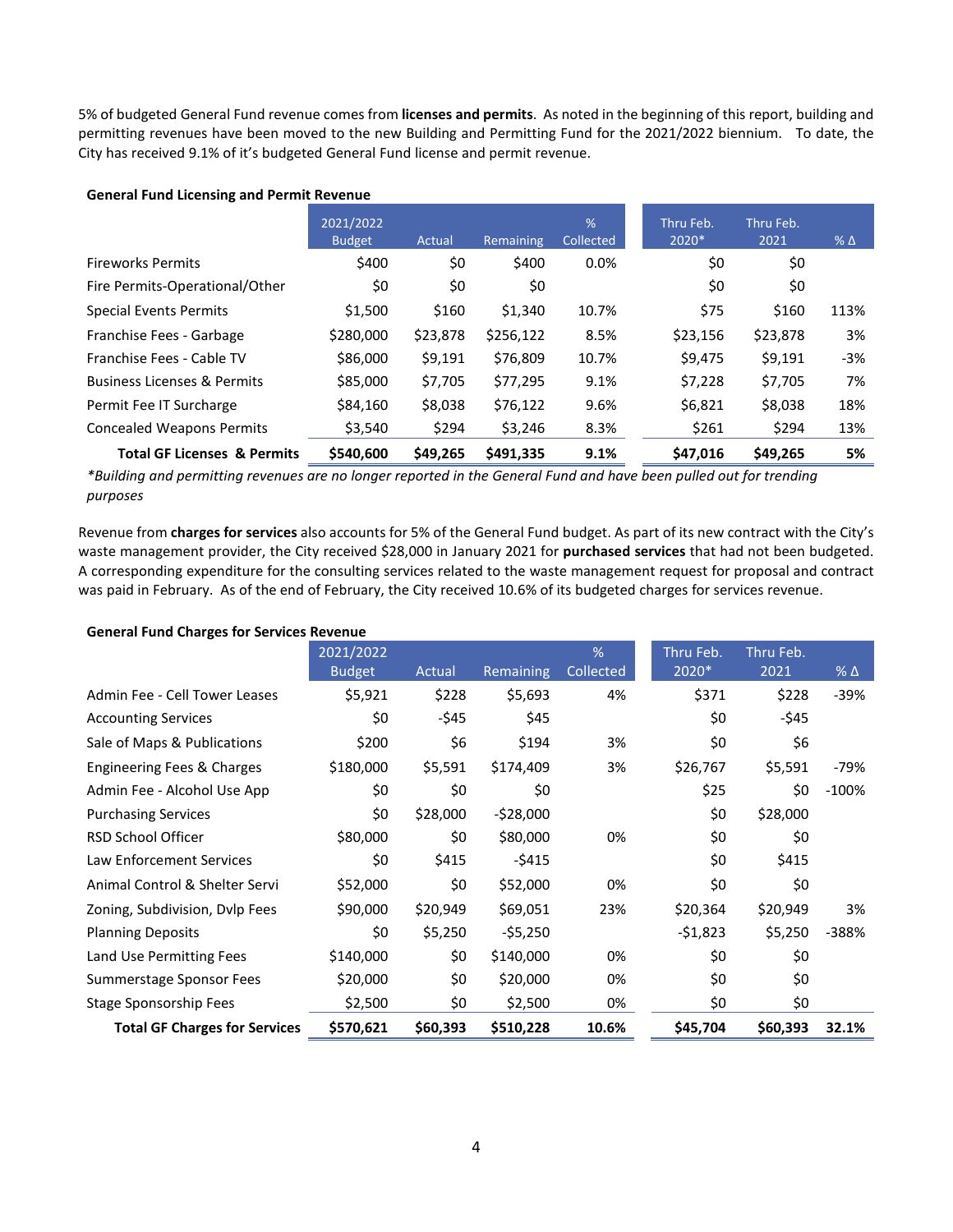5% of budgeted General Fund revenue comes from **licenses and permits**. As noted in the beginning of this report, building and permitting revenues have been moved to the new Building and Permitting Fund for the 2021/2022 biennium. To date, the City has received 9.1% of it's budgeted General Fund license and permit revenue.

**General Fund Licensing and Permit Revenue**

| | 2021/2022 Budget | Actual | Remaining | % Collected | Thru Feb. 2020* | Thru Feb. 2021 | % Δ |
|---|---|---|---|---|---|---|---|
| Fireworks Permits | $400 | $0 | $400 | 0.0% | $0 | $0 | |
| Fire Permits-Operational/Other | $0 | $0 | $0 | | $0 | $0 | |
| Special Events Permits | $1,500 | $160 | $1,340 | 10.7% | $75 | $160 | 113% |
| Franchise Fees - Garbage | $280,000 | $23,878 | $256,122 | 8.5% | $23,156 | $23,878 | 3% |
| Franchise Fees - Cable TV | $86,000 | $9,191 | $76,809 | 10.7% | $9,475 | $9,191 | -3% |
| Business Licenses & Permits | $85,000 | $7,705 | $77,295 | 9.1% | $7,228 | $7,705 | 7% |
| Permit Fee IT Surcharge | $84,160 | $8,038 | $76,122 | 9.6% | $6,821 | $8,038 | 18% |
| Concealed Weapons Permits | $3,540 | $294 | $3,246 | 8.3% | $261 | $294 | 13% |
| **Total GF Licenses & Permits** | **$540,600** | **$49,265** | **$491,335** | **9.1%** | **$47,016** | **$49,265** | **5%** |

*\*Building and permitting revenues are no longer reported in the General Fund and have been pulled out for trending purposes*

Revenue from **charges for services** also accounts for 5% of the General Fund budget. As part of its new contract with the City's waste management provider, the City received $28,000 in January 2021 for **purchased services** that had not been budgeted. A corresponding expenditure for the consulting services related to the waste management request for proposal and contract was paid in February. As of the end of February, the City received 10.6% of its budgeted charges for services revenue.

**General Fund Charges for Services Revenue**

| | 2021/2022 Budget | Actual | Remaining | % Collected | Thru Feb. 2020* | Thru Feb. 2021 | % Δ |
|---|---|---|---|---|---|---|---|
| Admin Fee - Cell Tower Leases | $5,921 | $228 | $5,693 | 4% | $371 | $228 | -39% |
| Accounting Services | $0 | -$45 | $45 | | $0 | -$45 | |
| Sale of Maps & Publications | $200 | $6 | $194 | 3% | $0 | $6 | |
| Engineering Fees & Charges | $180,000 | $5,591 | $174,409 | 3% | $26,767 | $5,591 | -79% |
| Admin Fee - Alcohol Use App | $0 | $0 | $0 | | $25 | $0 | -100% |
| Purchasing Services | $0 | $28,000 | -$28,000 | | $0 | $28,000 | |
| RSD School Officer | $80,000 | $0 | $80,000 | 0% | $0 | $0 | |
| Law Enforcement Services | $0 | $415 | -$415 | | $0 | $415 | |
| Animal Control & Shelter Servi | $52,000 | $0 | $52,000 | 0% | $0 | $0 | |
| Zoning, Subdivision, Dvlp Fees | $90,000 | $20,949 | $69,051 | 23% | $20,364 | $20,949 | 3% |
| Planning Deposits | $0 | $5,250 | -$5,250 | | -$1,823 | $5,250 | -388% |
| Land Use Permitting Fees | $140,000 | $0 | $140,000 | 0% | $0 | $0 | |
| Summerstage Sponsor Fees | $20,000 | $0 | $20,000 | 0% | $0 | $0 | |
| Stage Sponsorship Fees | $2,500 | $0 | $2,500 | 0% | $0 | $0 | |
| **Total GF Charges for Services** | **$570,621** | **$60,393** | **$510,228** | **10.6%** | **$45,704** | **$60,393** | **32.1%** |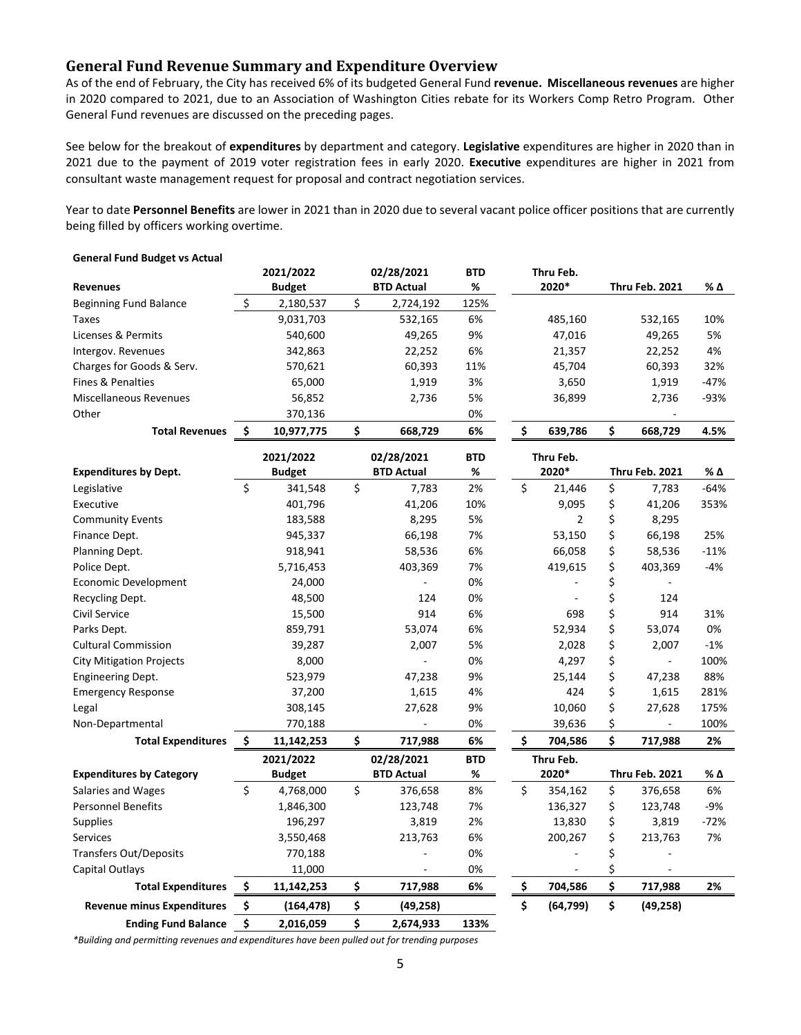## General Fund Revenue Summary and Expenditure Overview

As of the end of February, the City has received 6% of its budgeted General Fund **revenue.** **Miscellaneous revenues** are higher in 2020 compared to 2021, due to an Association of Washington Cities rebate for its Workers Comp Retro Program. Other General Fund revenues are discussed on the preceding pages.

See below for the breakout of **expenditures** by department and category. **Legislative** expenditures are higher in 2020 than in 2021 due to the payment of 2019 voter registration fees in early 2020. **Executive** expenditures are higher in 2021 from consultant waste management request for proposal and contract negotiation services.

Year to date **Personnel Benefits** are lower in 2021 than in 2020 due to several vacant police officer positions that are currently being filled by officers working overtime.

**General Fund Budget vs Actual**

| Revenues | 2021/2022 Budget | 02/28/2021 BTD Actual | BTD % | Thru Feb. 2020* | Thru Feb. 2021 | % Δ |
|---|---|---|---|---|---|---|
| Beginning Fund Balance | $ 2,180,537 | $ 2,724,192 | 125% | | | |
| Taxes | 9,031,703 | 532,165 | 6% | 485,160 | 532,165 | 10% |
| Licenses & Permits | 540,600 | 49,265 | 9% | 47,016 | 49,265 | 5% |
| Intergov. Revenues | 342,863 | 22,252 | 6% | 21,357 | 22,252 | 4% |
| Charges for Goods & Serv. | 570,621 | 60,393 | 11% | 45,704 | 60,393 | 32% |
| Fines & Penalties | 65,000 | 1,919 | 3% | 3,650 | 1,919 | -47% |
| Miscellaneous Revenues | 56,852 | 2,736 | 5% | 36,899 | 2,736 | -93% |
| Other | 370,136 | | 0% | | - | |
| **Total Revenues** | **$ 10,977,775** | **$ 668,729** | **6%** | **$ 639,786** | **$ 668,729** | **4.5%** |

| Expenditures by Dept. | 2021/2022 Budget | 02/28/2021 BTD Actual | BTD % | Thru Feb. 2020* | Thru Feb. 2021 | % Δ |
|---|---|---|---|---|---|---|
| Legislative | $ 341,548 | $ 7,783 | 2% | $ 21,446 | $ 7,783 | -64% |
| Executive | 401,796 | 41,206 | 10% | 9,095 | $ 41,206 | 353% |
| Community Events | 183,588 | 8,295 | 5% | 2 | $ 8,295 | |
| Finance Dept. | 945,337 | 66,198 | 7% | 53,150 | $ 66,198 | 25% |
| Planning Dept. | 918,941 | 58,536 | 6% | 66,058 | $ 58,536 | -11% |
| Police Dept. | 5,716,453 | 403,369 | 7% | 419,615 | $ 403,369 | -4% |
| Economic Development | 24,000 | - | 0% | - | $ - | |
| Recycling Dept. | 48,500 | 124 | 0% | - | $ 124 | |
| Civil Service | 15,500 | 914 | 6% | 698 | $ 914 | 31% |
| Parks Dept. | 859,791 | 53,074 | 6% | 52,934 | $ 53,074 | 0% |
| Cultural Commission | 39,287 | 2,007 | 5% | 2,028 | $ 2,007 | -1% |
| City Mitigation Projects | 8,000 | - | 0% | 4,297 | $ - | 100% |
| Engineering Dept. | 523,979 | 47,238 | 9% | 25,144 | $ 47,238 | 88% |
| Emergency Response | 37,200 | 1,615 | 4% | 424 | $ 1,615 | 281% |
| Legal | 308,145 | 27,628 | 9% | 10,060 | $ 27,628 | 175% |
| Non-Departmental | 770,188 | - | 0% | 39,636 | $ - | 100% |
| **Total Expenditures** | **$ 11,142,253** | **$ 717,988** | **6%** | **$ 704,586** | **$ 717,988** | **2%** |

| Expenditures by Category | 2021/2022 Budget | 02/28/2021 BTD Actual | BTD % | Thru Feb. 2020* | Thru Feb. 2021 | % Δ |
|---|---|---|---|---|---|---|
| Salaries and Wages | $ 4,768,000 | $ 376,658 | 8% | $ 354,162 | $ 376,658 | 6% |
| Personnel Benefits | 1,846,300 | 123,748 | 7% | 136,327 | $ 123,748 | -9% |
| Supplies | 196,297 | 3,819 | 2% | 13,830 | $ 3,819 | -72% |
| Services | 3,550,468 | 213,763 | 6% | 200,267 | $ 213,763 | 7% |
| Transfers Out/Deposits | 770,188 | - | 0% | - | $ - | |
| Capital Outlays | 11,000 | - | 0% | - | $ - | |
| **Total Expenditures** | **$ 11,142,253** | **$ 717,988** | **6%** | **$ 704,586** | **$ 717,988** | **2%** |
| **Revenue minus Expenditures** | **$ (164,478)** | **$ (49,258)** | | **$ (64,799)** | **$ (49,258)** | |
| **Ending Fund Balance** | **$ 2,016,059** | **$ 2,674,933** | **133%** | | | |

*\*Building and permitting revenues and expenditures have been pulled out for trending purposes*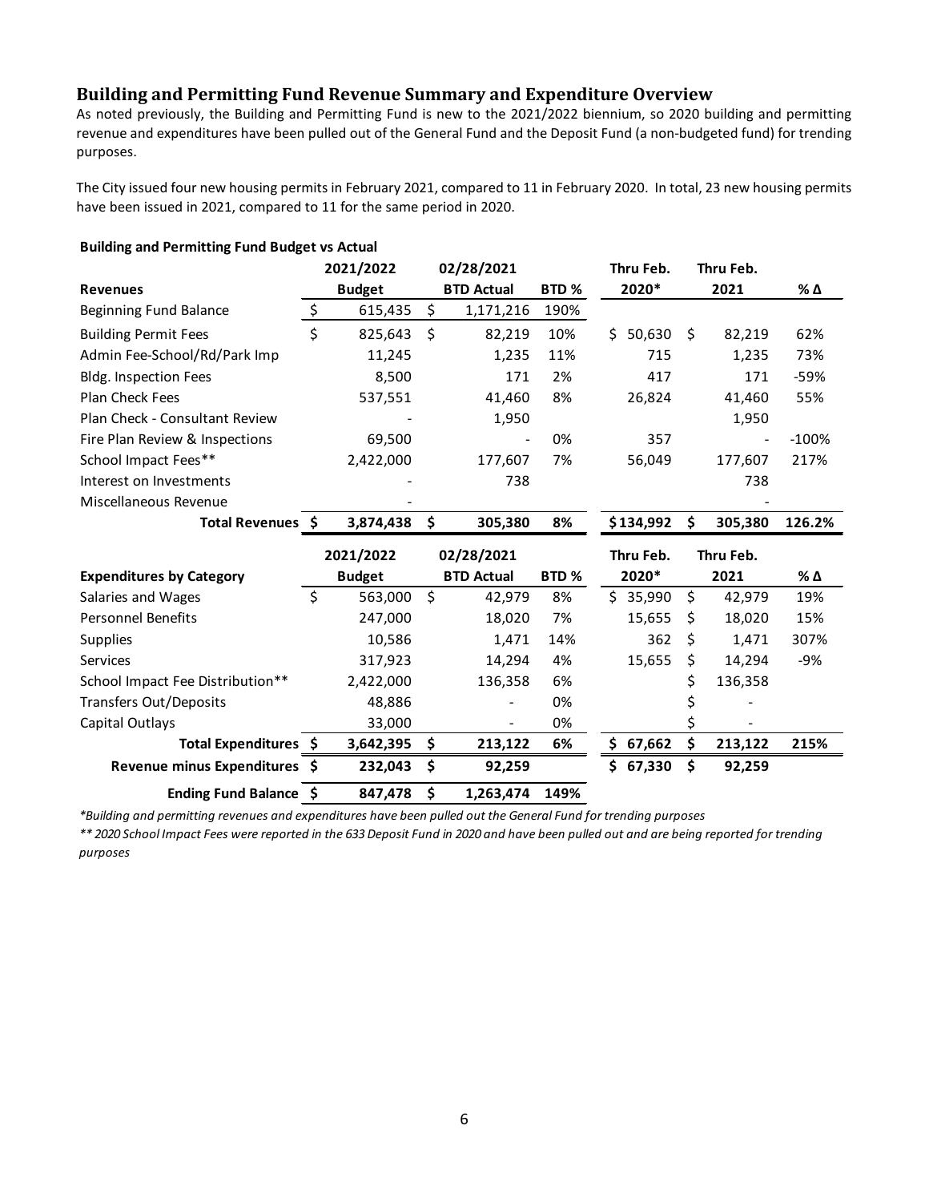## Building and Permitting Fund Revenue Summary and Expenditure Overview

As noted previously, the Building and Permitting Fund is new to the 2021/2022 biennium, so 2020 building and permitting revenue and expenditures have been pulled out of the General Fund and the Deposit Fund (a non-budgeted fund) for trending purposes.

The City issued four new housing permits in February 2021, compared to 11 in February 2020. In total, 23 new housing permits have been issued in 2021, compared to 11 for the same period in 2020.

**Building and Permitting Fund Budget vs Actual**

| Revenues | 2021/2022 Budget | 02/28/2021 BTD Actual | BTD % | Thru Feb. 2020* | Thru Feb. 2021 | % Δ |
|---|---|---|---|---|---|---|
| Beginning Fund Balance | $ 615,435 | $ 1,171,216 | 190% | | | |
| Building Permit Fees | $ 825,643 | $ 82,219 | 10% | $ 50,630 | $ 82,219 | 62% |
| Admin Fee-School/Rd/Park Imp | 11,245 | 1,235 | 11% | 715 | 1,235 | 73% |
| Bldg. Inspection Fees | 8,500 | 171 | 2% | 417 | 171 | -59% |
| Plan Check Fees | 537,551 | 41,460 | 8% | 26,824 | 41,460 | 55% |
| Plan Check - Consultant Review | - | 1,950 | | | 1,950 | |
| Fire Plan Review & Inspections | 69,500 | - | 0% | 357 | - | -100% |
| School Impact Fees** | 2,422,000 | 177,607 | 7% | 56,049 | 177,607 | 217% |
| Interest on Investments | - | 738 | | | 738 | |
| Miscellaneous Revenue | - | | | | - | |
| **Total Revenues** | **$ 3,874,438** | **$ 305,380** | **8%** | **$ 134,992** | **$ 305,380** | **126.2%** |

| Expenditures by Category | 2021/2022 Budget | 02/28/2021 BTD Actual | BTD % | Thru Feb. 2020* | Thru Feb. 2021 | % Δ |
|---|---|---|---|---|---|---|
| Salaries and Wages | $ 563,000 | $ 42,979 | 8% | $ 35,990 | $ 42,979 | 19% |
| Personnel Benefits | 247,000 | 18,020 | 7% | 15,655 | $ 18,020 | 15% |
| Supplies | 10,586 | 1,471 | 14% | 362 | $ 1,471 | 307% |
| Services | 317,923 | 14,294 | 4% | 15,655 | $ 14,294 | -9% |
| School Impact Fee Distribution** | 2,422,000 | 136,358 | 6% | | $ 136,358 | |
| Transfers Out/Deposits | 48,886 | - | 0% | | $ - | |
| Capital Outlays | 33,000 | - | 0% | | $ - | |
| **Total Expenditures** | **$ 3,642,395** | **$ 213,122** | **6%** | **$ 67,662** | **$ 213,122** | **215%** |
| **Revenue minus Expenditures** | **$ 232,043** | **$ 92,259** | | **$ 67,330** | **$ 92,259** | |
| **Ending Fund Balance** | **$ 847,478** | **$ 1,263,474** | **149%** | | | |

*\*Building and permitting revenues and expenditures have been pulled out the General Fund for trending purposes*

*\*\* 2020 School Impact Fees were reported in the 633 Deposit Fund in 2020 and have been pulled out and are being reported for trending purposes*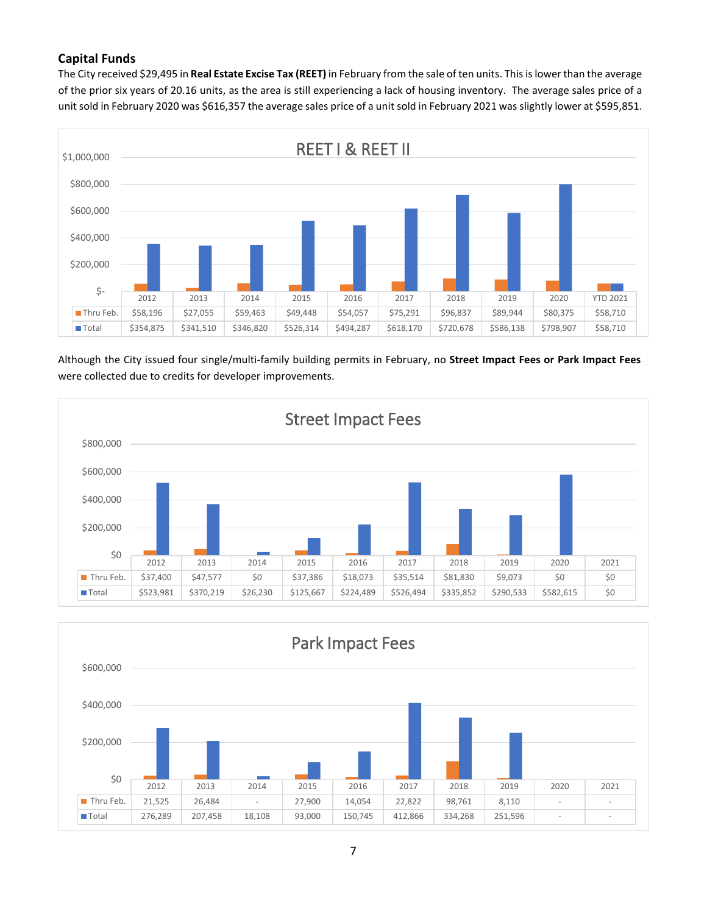## Capital Funds

The City received $29,495 in **Real Estate Excise Tax (REET)** in February from the sale of ten units. This is lower than the average of the prior six years of 20.16 units, as the area is still experiencing a lack of housing inventory. The average sales price of a unit sold in February 2020 was $616,357 the average sales price of a unit sold in February 2021 was slightly lower at $595,851.

**REET I & REET II**

| | 2012 | 2013 | 2014 | 2015 | 2016 | 2017 | 2018 | 2019 | 2020 | YTD 2021 |
|---|---|---|---|---|---|---|---|---|---|---|
| Thru Feb. | $58,196 | $27,055 | $59,463 | $49,448 | $54,057 | $75,291 | $96,837 | $89,944 | $80,375 | $58,710 |
| Total | $354,875 | $341,510 | $346,820 | $526,314 | $494,287 | $618,170 | $720,678 | $586,138 | $798,907 | $58,710 |

Although the City issued four single/multi-family building permits in February, no **Street Impact Fees or Park Impact Fees** were collected due to credits for developer improvements.

**Street Impact Fees**

| | 2012 | 2013 | 2014 | 2015 | 2016 | 2017 | 2018 | 2019 | 2020 | 2021 |
|---|---|---|---|---|---|---|---|---|---|---|
| Thru Feb. | $37,400 | $47,577 | $0 | $37,386 | $18,073 | $35,514 | $81,830 | $9,073 | $0 | $0 |
| Total | $523,981 | $370,219 | $26,230 | $125,667 | $224,489 | $526,494 | $335,852 | $290,533 | $582,615 | $0 |

**Park Impact Fees**

| | 2012 | 2013 | 2014 | 2015 | 2016 | 2017 | 2018 | 2019 | 2020 | 2021 |
|---|---|---|---|---|---|---|---|---|---|---|
| Thru Feb. | 21,525 | 26,484 | - | 27,900 | 14,054 | 22,822 | 98,761 | 8,110 | - | - |
| Total | 276,289 | 207,458 | 18,108 | 93,000 | 150,745 | 412,866 | 334,268 | 251,596 | - | - |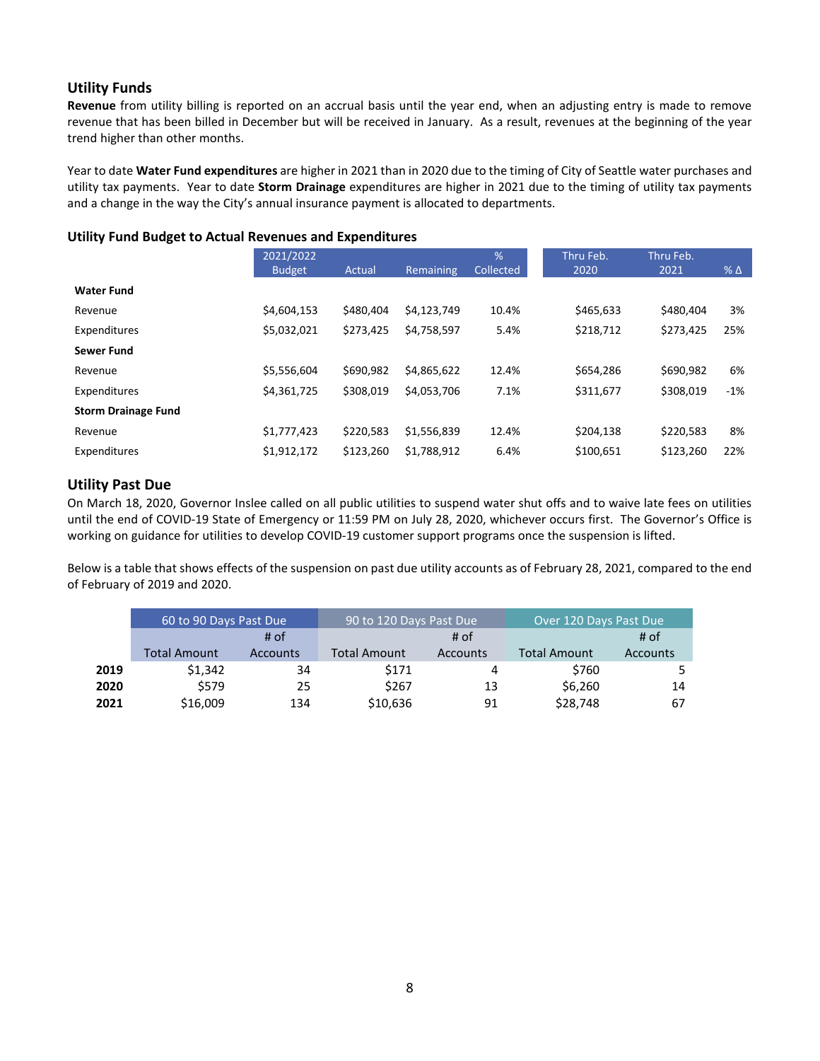## Utility Funds

**Revenue** from utility billing is reported on an accrual basis until the year end, when an adjusting entry is made to remove revenue that has been billed in December but will be received in January. As a result, revenues at the beginning of the year trend higher than other months.

Year to date **Water Fund expenditures** are higher in 2021 than in 2020 due to the timing of City of Seattle water purchases and utility tax payments. Year to date **Storm Drainage** expenditures are higher in 2021 due to the timing of utility tax payments and a change in the way the City's annual insurance payment is allocated to departments.

### Utility Fund Budget to Actual Revenues and Expenditures

| | 2021/2022 Budget | Actual | Remaining | % Collected | Thru Feb. 2020 | Thru Feb. 2021 | % Δ |
|---|---|---|---|---|---|---|---|
| **Water Fund** | | | | | | | |
| Revenue | $4,604,153 | $480,404 | $4,123,749 | 10.4% | $465,633 | $480,404 | 3% |
| Expenditures | $5,032,021 | $273,425 | $4,758,597 | 5.4% | $218,712 | $273,425 | 25% |
| **Sewer Fund** | | | | | | | |
| Revenue | $5,556,604 | $690,982 | $4,865,622 | 12.4% | $654,286 | $690,982 | 6% |
| Expenditures | $4,361,725 | $308,019 | $4,053,706 | 7.1% | $311,677 | $308,019 | -1% |
| **Storm Drainage Fund** | | | | | | | |
| Revenue | $1,777,423 | $220,583 | $1,556,839 | 12.4% | $204,138 | $220,583 | 8% |
| Expenditures | $1,912,172 | $123,260 | $1,788,912 | 6.4% | $100,651 | $123,260 | 22% |

## Utility Past Due

On March 18, 2020, Governor Inslee called on all public utilities to suspend water shut offs and to waive late fees on utilities until the end of COVID-19 State of Emergency or 11:59 PM on July 28, 2020, whichever occurs first. The Governor's Office is working on guidance for utilities to develop COVID-19 customer support programs once the suspension is lifted.

Below is a table that shows effects of the suspension on past due utility accounts as of February 28, 2021, compared to the end of February of 2019 and 2020.

| | 60 to 90 Days Past Due | | 90 to 120 Days Past Due | | Over 120 Days Past Due | |
|---|---|---|---|---|---|---|
| | Total Amount | # of Accounts | Total Amount | # of Accounts | Total Amount | # of Accounts |
| **2019** | $1,342 | 34 | $171 | 4 | $760 | 5 |
| **2020** | $579 | 25 | $267 | 13 | $6,260 | 14 |
| **2021** | $16,009 | 134 | $10,636 | 91 | $28,748 | 67 |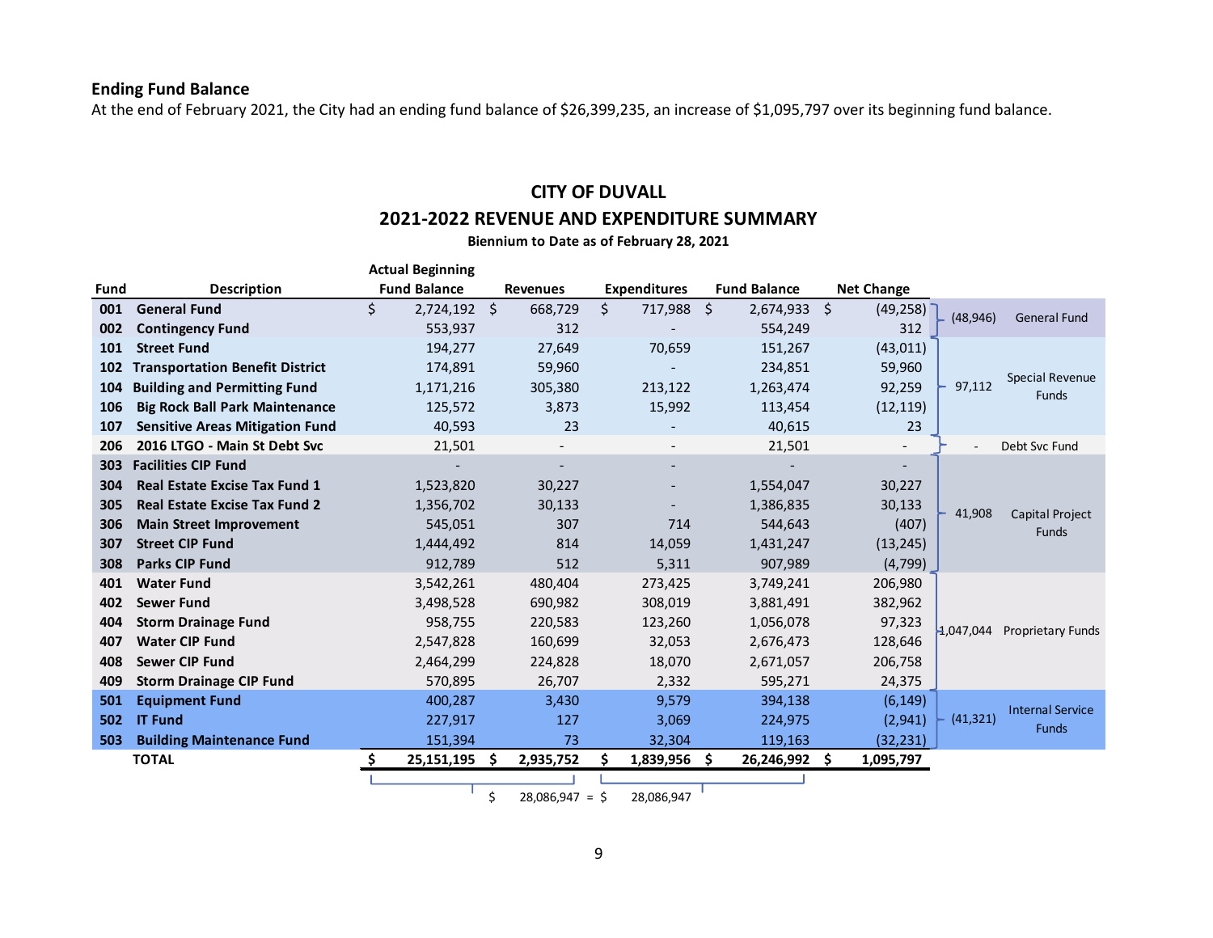## Ending Fund Balance

At the end of February 2021, the City had an ending fund balance of $26,399,235, an increase of $1,095,797 over its beginning fund balance.

## CITY OF DUVALL

## 2021-2022 REVENUE AND EXPENDITURE SUMMARY

**Biennium to Date as of February 28, 2021**

| Fund | Description | Actual Beginning Fund Balance | Revenues | Expenditures | Fund Balance | Net Change | Group Net Change | Fund Type |
|---|---|---|---|---|---|---|---|---|
| 001 | General Fund | $ 2,724,192 | $ 668,729 | $ 717,988 | $ 2,674,933 | $ (49,258) | (48,946) | General Fund |
| 002 | Contingency Fund | 553,937 | 312 | - | 554,249 | 312 | | |
| 101 | Street Fund | 194,277 | 27,649 | 70,659 | 151,267 | (43,011) | 97,112 | Special Revenue Funds |
| 102 | Transportation Benefit District | 174,891 | 59,960 | - | 234,851 | 59,960 | | |
| 104 | Building and Permitting Fund | 1,171,216 | 305,380 | 213,122 | 1,263,474 | 92,259 | | |
| 106 | Big Rock Ball Park Maintenance | 125,572 | 3,873 | 15,992 | 113,454 | (12,119) | | |
| 107 | Sensitive Areas Mitigation Fund | 40,593 | 23 | - | 40,615 | 23 | | |
| 206 | 2016 LTGO - Main St Debt Svc | 21,501 | - | - | 21,501 | - | - | Debt Svc Fund |
| 303 | Facilities CIP Fund | - | - | - | - | - | 41,908 | Capital Project Funds |
| 304 | Real Estate Excise Tax Fund 1 | 1,523,820 | 30,227 | - | 1,554,047 | 30,227 | | |
| 305 | Real Estate Excise Tax Fund 2 | 1,356,702 | 30,133 | - | 1,386,835 | 30,133 | | |
| 306 | Main Street Improvement | 545,051 | 307 | 714 | 544,643 | (407) | | |
| 307 | Street CIP Fund | 1,444,492 | 814 | 14,059 | 1,431,247 | (13,245) | | |
| 308 | Parks CIP Fund | 912,789 | 512 | 5,311 | 907,989 | (4,799) | | |
| 401 | Water Fund | 3,542,261 | 480,404 | 273,425 | 3,749,241 | 206,980 | 1,047,044 | Proprietary Funds |
| 402 | Sewer Fund | 3,498,528 | 690,982 | 308,019 | 3,881,491 | 382,962 | | |
| 404 | Storm Drainage Fund | 958,755 | 220,583 | 123,260 | 1,056,078 | 97,323 | | |
| 407 | Water CIP Fund | 2,547,828 | 160,699 | 32,053 | 2,676,473 | 128,646 | | |
| 408 | Sewer CIP Fund | 2,464,299 | 224,828 | 18,070 | 2,671,057 | 206,758 | | |
| 409 | Storm Drainage CIP Fund | 570,895 | 26,707 | 2,332 | 595,271 | 24,375 | | |
| 501 | Equipment Fund | 400,287 | 3,430 | 9,579 | 394,138 | (6,149) | (41,321) | Internal Service Funds |
| 502 | IT Fund | 227,917 | 127 | 3,069 | 224,975 | (2,941) | | |
| 503 | Building Maintenance Fund | 151,394 | 73 | 32,304 | 119,163 | (32,231) | | |
| | **TOTAL** | **$ 25,151,195** | **$ 2,935,752** | **$ 1,839,956** | **$ 26,246,992** | **$ 1,095,797** | | |

$ 28,086,947 = $ 28,086,947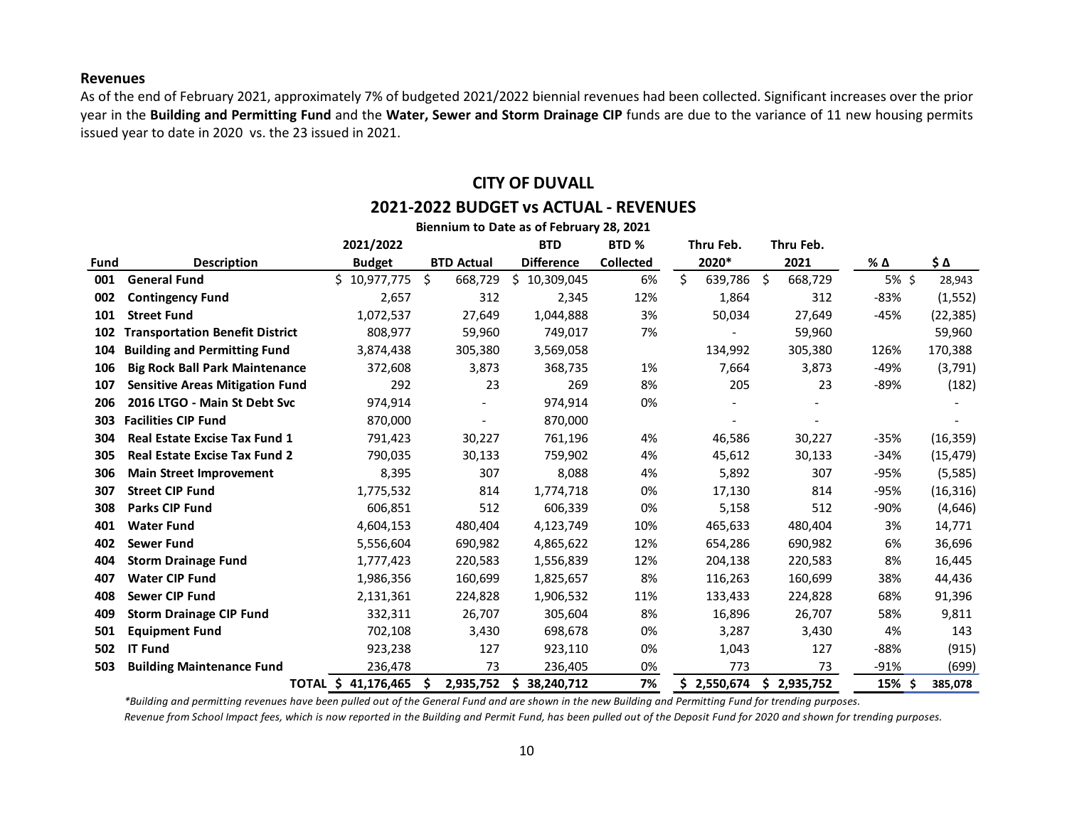## Revenues

As of the end of February 2021, approximately 7% of budgeted 2021/2022 biennial revenues had been collected. Significant increases over the prior year in the **Building and Permitting Fund** and the **Water, Sewer and Storm Drainage CIP** funds are due to the variance of 11 new housing permits issued year to date in 2020 vs. the 23 issued in 2021.

### CITY OF DUVALL

### 2021-2022 BUDGET vs ACTUAL - REVENUES

**Biennium to Date as of February 28, 2021**

| Fund | Description | 2021/2022 Budget | BTD Actual | BTD Difference | BTD % Collected | Thru Feb. 2020* | Thru Feb. 2021 | % Δ | $ Δ |
|---|---|---|---|---|---|---|---|---|---|
| 001 | **General Fund** | $ 10,977,775 | $ 668,729 | $ 10,309,045 | 6% | $ 639,786 | $ 668,729 | 5% | $ 28,943 |
| 002 | **Contingency Fund** | 2,657 | 312 | 2,345 | 12% | 1,864 | 312 | -83% | (1,552) |
| 101 | **Street Fund** | 1,072,537 | 27,649 | 1,044,888 | 3% | 50,034 | 27,649 | -45% | (22,385) |
| 102 | **Transportation Benefit District** | 808,977 | 59,960 | 749,017 | 7% | - | 59,960 | | 59,960 |
| 104 | **Building and Permitting Fund** | 3,874,438 | 305,380 | 3,569,058 | | 134,992 | 305,380 | 126% | 170,388 |
| 106 | **Big Rock Ball Park Maintenance** | 372,608 | 3,873 | 368,735 | 1% | 7,664 | 3,873 | -49% | (3,791) |
| 107 | **Sensitive Areas Mitigation Fund** | 292 | 23 | 269 | 8% | 205 | 23 | -89% | (182) |
| 206 | **2016 LTGO - Main St Debt Svc** | 974,914 | - | 974,914 | 0% | - | - | | - |
| 303 | **Facilities CIP Fund** | 870,000 | - | 870,000 | | - | - | | - |
| 304 | **Real Estate Excise Tax Fund 1** | 791,423 | 30,227 | 761,196 | 4% | 46,586 | 30,227 | -35% | (16,359) |
| 305 | **Real Estate Excise Tax Fund 2** | 790,035 | 30,133 | 759,902 | 4% | 45,612 | 30,133 | -34% | (15,479) |
| 306 | **Main Street Improvement** | 8,395 | 307 | 8,088 | 4% | 5,892 | 307 | -95% | (5,585) |
| 307 | **Street CIP Fund** | 1,775,532 | 814 | 1,774,718 | 0% | 17,130 | 814 | -95% | (16,316) |
| 308 | **Parks CIP Fund** | 606,851 | 512 | 606,339 | 0% | 5,158 | 512 | -90% | (4,646) |
| 401 | **Water Fund** | 4,604,153 | 480,404 | 4,123,749 | 10% | 465,633 | 480,404 | 3% | 14,771 |
| 402 | **Sewer Fund** | 5,556,604 | 690,982 | 4,865,622 | 12% | 654,286 | 690,982 | 6% | 36,696 |
| 404 | **Storm Drainage Fund** | 1,777,423 | 220,583 | 1,556,839 | 12% | 204,138 | 220,583 | 8% | 16,445 |
| 407 | **Water CIP Fund** | 1,986,356 | 160,699 | 1,825,657 | 8% | 116,263 | 160,699 | 38% | 44,436 |
| 408 | **Sewer CIP Fund** | 2,131,361 | 224,828 | 1,906,532 | 11% | 133,433 | 224,828 | 68% | 91,396 |
| 409 | **Storm Drainage CIP Fund** | 332,311 | 26,707 | 305,604 | 8% | 16,896 | 26,707 | 58% | 9,811 |
| 501 | **Equipment Fund** | 702,108 | 3,430 | 698,678 | 0% | 3,287 | 3,430 | 4% | 143 |
| 502 | **IT Fund** | 923,238 | 127 | 923,110 | 0% | 1,043 | 127 | -88% | (915) |
| 503 | **Building Maintenance Fund** | 236,478 | 73 | 236,405 | 0% | 773 | 73 | -91% | (699) |
| | **TOTAL** | **$ 41,176,465** | **$ 2,935,752** | **$ 38,240,712** | **7%** | **$ 2,550,674** | **$ 2,935,752** | **15%** | **$ 385,078** |

*\*Building and permitting revenues have been pulled out of the General Fund and are shown in the new Building and Permitting Fund for trending purposes.*

*Revenue from School Impact fees, which is now reported in the Building and Permit Fund, has been pulled out of the Deposit Fund for 2020 and shown for trending purposes.*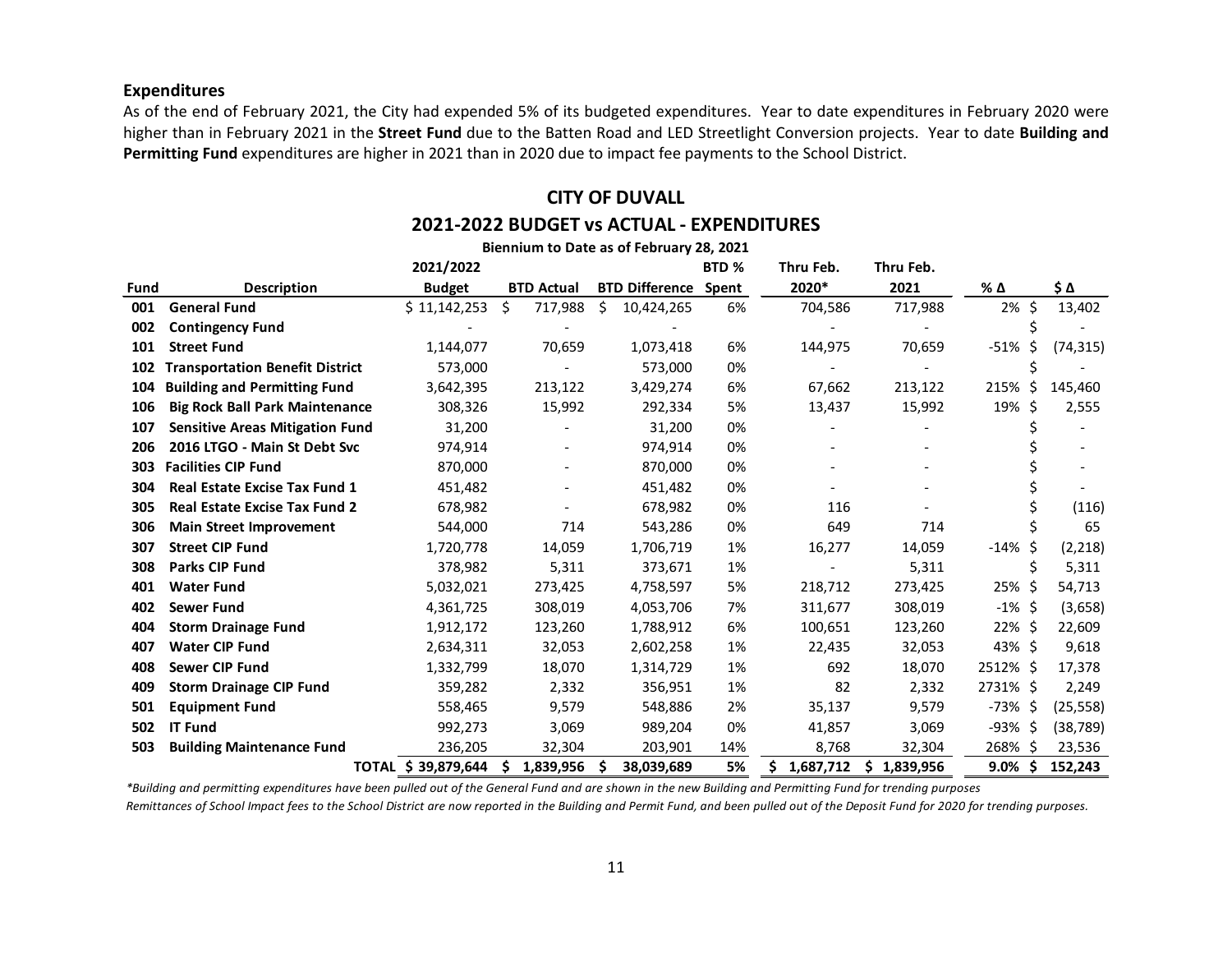## Expenditures

As of the end of February 2021, the City had expended 5% of its budgeted expenditures. Year to date expenditures in February 2020 were higher than in February 2021 in the **Street Fund** due to the Batten Road and LED Streetlight Conversion projects. Year to date **Building and Permitting Fund** expenditures are higher in 2021 than in 2020 due to impact fee payments to the School District.

# CITY OF DUVALL

## 2021-2022 BUDGET vs ACTUAL - EXPENDITURES

**Biennium to Date as of February 28, 2021**

| Fund | Description | 2021/2022 Budget | BTD Actual | BTD Difference | BTD % Spent | Thru Feb. 2020* | Thru Feb. 2021 | % Δ | $ Δ |
|---|---|---|---|---|---|---|---|---|---|
| **001** | **General Fund** | $ 11,142,253 | $ 717,988 | $ 10,424,265 | 6% | 704,586 | 717,988 | 2% | $ 13,402 |
| **002** | **Contingency Fund** | - | - | - | | - | - | | $ - |
| **101** | **Street Fund** | 1,144,077 | 70,659 | 1,073,418 | 6% | 144,975 | 70,659 | -51% | $ (74,315) |
| **102** | **Transportation Benefit District** | 573,000 | - | 573,000 | 0% | - | - | | $ - |
| **104** | **Building and Permitting Fund** | 3,642,395 | 213,122 | 3,429,274 | 6% | 67,662 | 213,122 | 215% | $ 145,460 |
| **106** | **Big Rock Ball Park Maintenance** | 308,326 | 15,992 | 292,334 | 5% | 13,437 | 15,992 | 19% | $ 2,555 |
| **107** | **Sensitive Areas Mitigation Fund** | 31,200 | - | 31,200 | 0% | - | - | | $ - |
| **206** | **2016 LTGO - Main St Debt Svc** | 974,914 | - | 974,914 | 0% | - | - | | $ - |
| **303** | **Facilities CIP Fund** | 870,000 | - | 870,000 | 0% | - | - | | $ - |
| **304** | **Real Estate Excise Tax Fund 1** | 451,482 | - | 451,482 | 0% | - | - | | $ - |
| **305** | **Real Estate Excise Tax Fund 2** | 678,982 | - | 678,982 | 0% | 116 | - | | $ (116) |
| **306** | **Main Street Improvement** | 544,000 | 714 | 543,286 | 0% | 649 | 714 | | $ 65 |
| **307** | **Street CIP Fund** | 1,720,778 | 14,059 | 1,706,719 | 1% | 16,277 | 14,059 | -14% | $ (2,218) |
| **308** | **Parks CIP Fund** | 378,982 | 5,311 | 373,671 | 1% | - | 5,311 | | $ 5,311 |
| **401** | **Water Fund** | 5,032,021 | 273,425 | 4,758,597 | 5% | 218,712 | 273,425 | 25% | $ 54,713 |
| **402** | **Sewer Fund** | 4,361,725 | 308,019 | 4,053,706 | 7% | 311,677 | 308,019 | -1% | $ (3,658) |
| **404** | **Storm Drainage Fund** | 1,912,172 | 123,260 | 1,788,912 | 6% | 100,651 | 123,260 | 22% | $ 22,609 |
| **407** | **Water CIP Fund** | 2,634,311 | 32,053 | 2,602,258 | 1% | 22,435 | 32,053 | 43% | $ 9,618 |
| **408** | **Sewer CIP Fund** | 1,332,799 | 18,070 | 1,314,729 | 1% | 692 | 18,070 | 2512% | $ 17,378 |
| **409** | **Storm Drainage CIP Fund** | 359,282 | 2,332 | 356,951 | 1% | 82 | 2,332 | 2731% | $ 2,249 |
| **501** | **Equipment Fund** | 558,465 | 9,579 | 548,886 | 2% | 35,137 | 9,579 | -73% | $ (25,558) |
| **502** | **IT Fund** | 992,273 | 3,069 | 989,204 | 0% | 41,857 | 3,069 | -93% | $ (38,789) |
| **503** | **Building Maintenance Fund** | 236,205 | 32,304 | 203,901 | 14% | 8,768 | 32,304 | 268% | $ 23,536 |
| | **TOTAL** | **$ 39,879,644** | **$ 1,839,956** | **$ 38,039,689** | **5%** | **$ 1,687,712** | **$ 1,839,956** | **9.0%** | **$ 152,243** |

*\*Building and permitting expenditures have been pulled out of the General Fund and are shown in the new Building and Permitting Fund for trending purposes*

*Remittances of School Impact fees to the School District are now reported in the Building and Permit Fund, and been pulled out of the Deposit Fund for 2020 for trending purposes.*